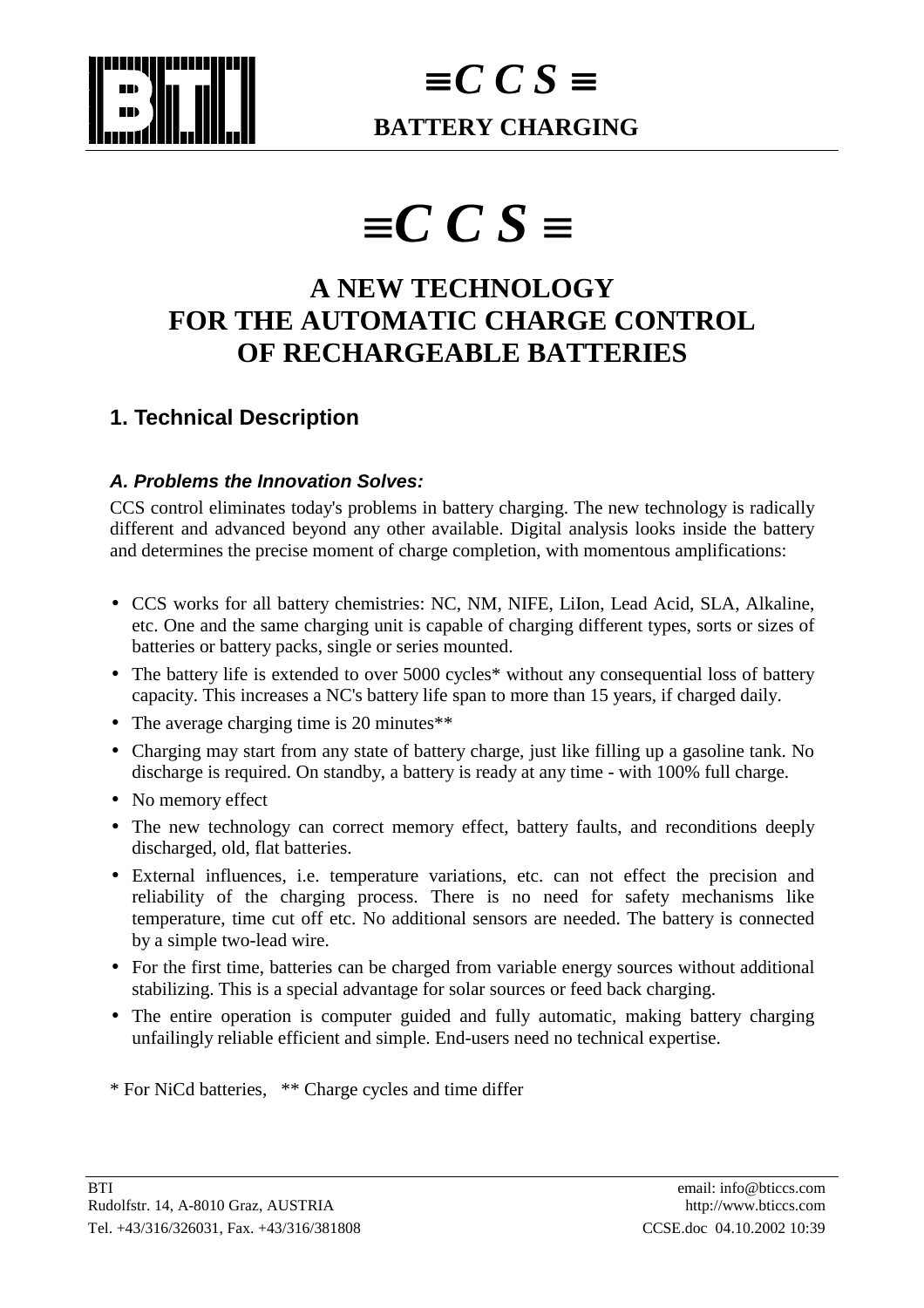# ≡C C S ≡

## A NEW TECHNOLOGY FOR THE AUTOMATIC CHARGE CONTROL OF RECHARGEABLE BATTERIES

## 1. Technical Description

### *A. Problems the Innovation Solves:*

CCS control eliminates today's problems in battery charging. The new technology is radically different and advanced beyond any other available. Digital analysis looks inside the battery and determines the precise moment of charge completion, with momentous amplifications:

- CCS works for all battery chemistries: NC, NM, NIFE, LiIon, Lead Acid, SLA, Alkaline, etc. One and the same charging unit is capable of charging different types, sorts or sizes of batteries or battery packs, single or series mounted.
- The battery life is extended to over 5000 cycles* without any consequential loss of battery capacity. This increases a NC's battery life span to more than 15 years, if charged daily.
- The average charging time is 20 minutes**
- Charging may start from any state of battery charge, just like filling up a gasoline tank. No discharge is required. On standby, a battery is ready at any time - with 100% full charge.
- No memory effect
- The new technology can correct memory effect, battery faults, and reconditions deeply discharged, old, flat batteries.
- External influences, i.e. temperature variations, etc. can not effect the precision and reliability of the charging process. There is no need for safety mechanisms like temperature, time cut off etc. No additional sensors are needed. The battery is connected by a simple two-lead wire.
- For the first time, batteries can be charged from variable energy sources without additional stabilizing. This is a special advantage for solar sources or feed back charging.
- The entire operation is computer guided and fully automatic, making battery charging unfailingly reliable efficient and simple. End-users need no technical expertise.

* For NiCd batteries, ** Charge cycles and time differ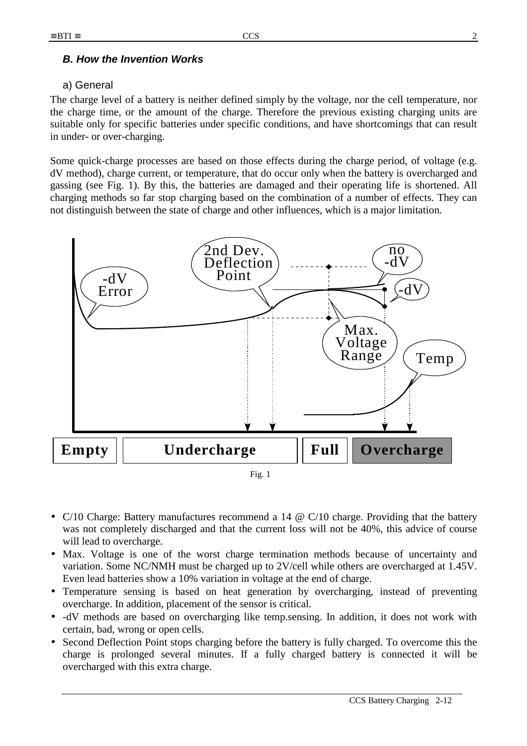### *B. How the Invention Works*

a) General

The charge level of a battery is neither defined simply by the voltage, nor the cell temperature, nor the charge time, or the amount of the charge. Therefore the previous existing charging units are suitable only for specific batteries under specific conditions, and have shortcomings that can result in under- or over-charging.

Some quick-charge processes are based on those effects during the charge period, of voltage (e.g. dV method), charge current, or temperature, that do occur only when the battery is overcharged and gassing (see Fig. 1). By this, the batteries are damaged and their operating life is shortened. All charging methods so far stop charging based on the combination of a number of effects. They can not distinguish between the state of charge and other influences, which is a major limitation.

Fig. 1

- C/10 Charge: Battery manufactures recommend a 14 @ C/10 charge. Providing that the battery was not completely discharged and that the current loss will not be 40%, this advice of course will lead to overcharge.
- Max. Voltage is one of the worst charge termination methods because of uncertainty and variation. Some NC/NMH must be charged up to 2V/cell while others are overcharged at 1.45V. Even lead batteries show a 10% variation in voltage at the end of charge.
- Temperature sensing is based on heat generation by overcharging, instead of preventing overcharge. In addition, placement of the sensor is critical.
- -dV methods are based on overcharging like temp.sensing. In addition, it does not work with certain, bad, wrong or open cells.
- Second Deflection Point stops charging before the battery is fully charged. To overcome this the charge is prolonged several minutes. If a fully charged battery is connected it will be overcharged with this extra charge.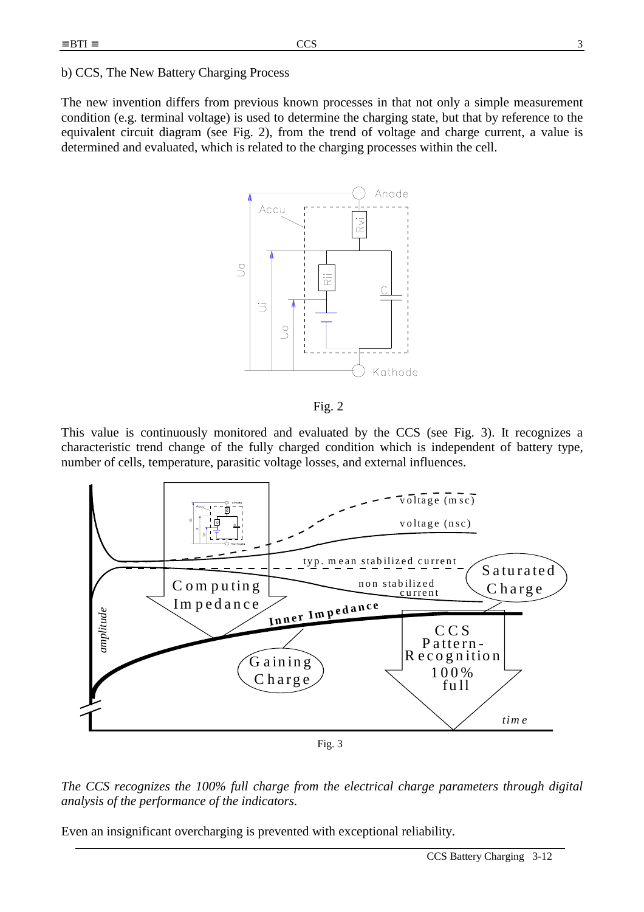b) CCS, The New Battery Charging Process

The new invention differs from previous known processes in that not only a simple measurement condition (e.g. terminal voltage) is used to determine the charging state, but that by reference to the equivalent circuit diagram (see Fig. 2), from the trend of voltage and charge current, a value is determined and evaluated, which is related to the charging processes within the cell.

Fig. 2

This value is continuously monitored and evaluated by the CCS (see Fig. 3). It recognizes a characteristic trend change of the fully charged condition which is independent of battery type, number of cells, temperature, parasitic voltage losses, and external influences.

Fig. 3

*The CCS recognizes the 100% full charge from the electrical charge parameters through digital analysis of the performance of the indicators.*

Even an insignificant overcharging is prevented with exceptional reliability.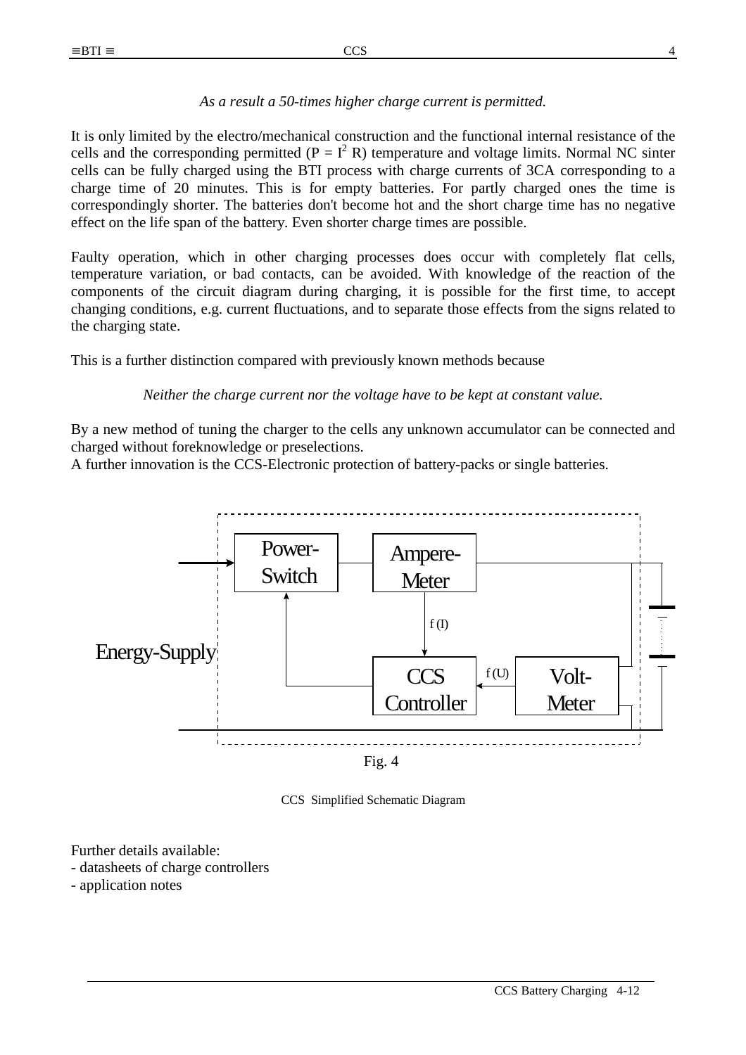*As a result a 50-times higher charge current is permitted.*

It is only limited by the electro/mechanical construction and the functional internal resistance of the cells and the corresponding permitted ($P = I^2 R$) temperature and voltage limits. Normal NC sinter cells can be fully charged using the BTI process with charge currents of 3CA corresponding to a charge time of 20 minutes. This is for empty batteries. For partly charged ones the time is correspondingly shorter. The batteries don't become hot and the short charge time has no negative effect on the life span of the battery. Even shorter charge times are possible.

Faulty operation, which in other charging processes does occur with completely flat cells, temperature variation, or bad contacts, can be avoided. With knowledge of the reaction of the components of the circuit diagram during charging, it is possible for the first time, to accept changing conditions, e.g. current fluctuations, and to separate those effects from the signs related to the charging state.

This is a further distinction compared with previously known methods because

*Neither the charge current nor the voltage have to be kept at constant value.*

By a new method of tuning the charger to the cells any unknown accumulator can be connected and charged without foreknowledge or preselections.
A further innovation is the CCS-Electronic protection of battery-packs or single batteries.

Energy-Supply — Power-Switch — Ampere-Meter — f (I) — CCS Controller — f (U) — Volt-Meter

Fig. 4

CCS Simplified Schematic Diagram

Further details available:
- datasheets of charge controllers
- application notes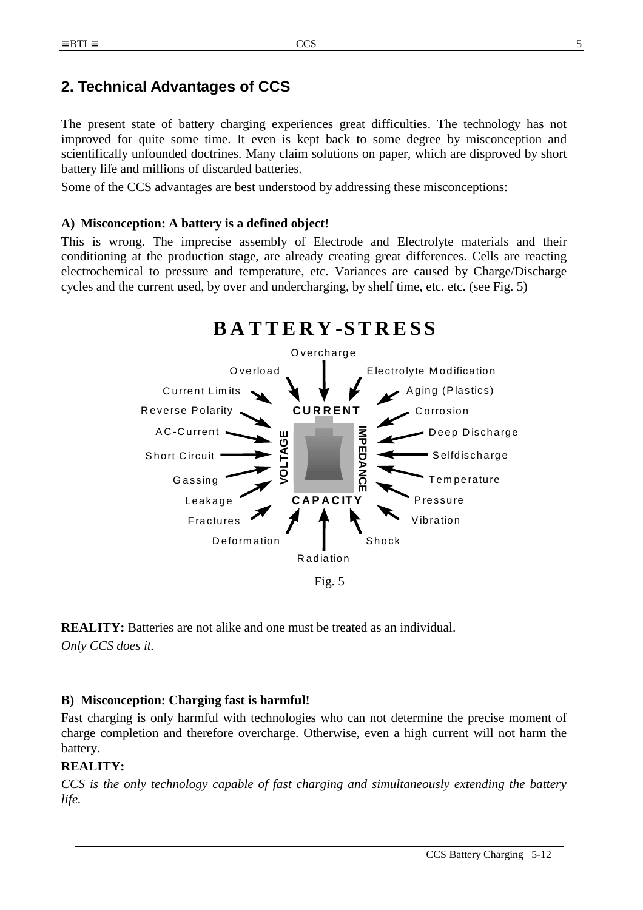## 2. Technical Advantages of CCS

The present state of battery charging experiences great difficulties. The technology has not improved for quite some time. It even is kept back to some degree by misconception and scientifically unfounded doctrines. Many claim solutions on paper, which are disproved by short battery life and millions of discarded batteries.

Some of the CCS advantages are best understood by addressing these misconceptions:

**A) Misconception: A battery is a defined object!**

This is wrong. The imprecise assembly of Electrode and Electrolyte materials and their conditioning at the production stage, are already creating great differences. Cells are reacting electrochemical to pressure and temperature, etc. Variances are caused by Charge/Discharge cycles and the current used, by over and undercharging, by shelf time, etc. etc. (see Fig. 5)

**BATTERY-STRESS**

Overcharge, Overload, Electrolyte Modification, Current Limits, Aging (Plastics), Reverse Polarity, Corrosion, AC-Current, Deep Discharge, Short Circuit, Selfdischarge, Gassing, Temperature, Leakage, Pressure, Fractures, Vibration, Deformation, Shock, Radiation

CURRENT, VOLTAGE, IMPEDANCE, CAPACITY

Fig. 5

**REALITY:** Batteries are not alike and one must be treated as an individual.
*Only CCS does it.*

**B) Misconception: Charging fast is harmful!**

Fast charging is only harmful with technologies who can not determine the precise moment of charge completion and therefore overcharge. Otherwise, even a high current will not harm the battery.

**REALITY:**

*CCS is the only technology capable of fast charging and simultaneously extending the battery life.*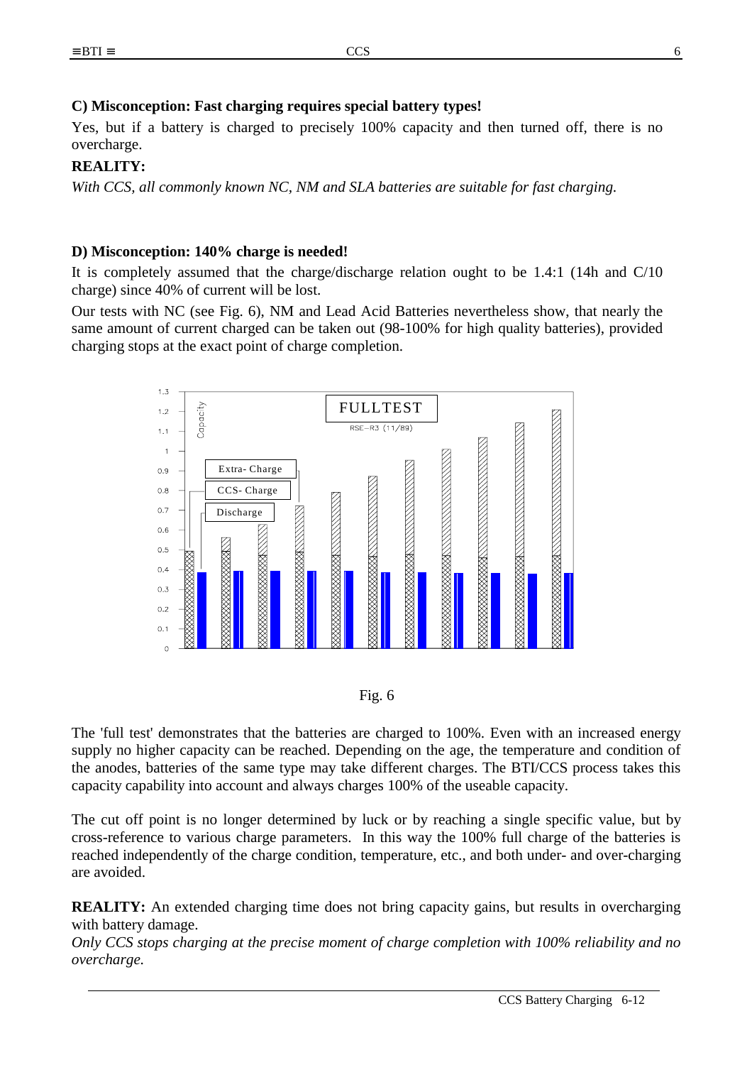## C) Misconception: Fast charging requires special battery types!

Yes, but if a battery is charged to precisely 100% capacity and then turned off, there is no overcharge.

**REALITY:**

*With CCS, all commonly known NC, NM and SLA batteries are suitable for fast charging.*

## D) Misconception: 140% charge is needed!

It is completely assumed that the charge/discharge relation ought to be 1.4:1 (14h and C/10 charge) since 40% of current will be lost.

Our tests with NC (see Fig. 6), NM and Lead Acid Batteries nevertheless show, that nearly the same amount of current charged can be taken out (98-100% for high quality batteries), provided charging stops at the exact point of charge completion.

Fig. 6

The 'full test' demonstrates that the batteries are charged to 100%. Even with an increased energy supply no higher capacity can be reached. Depending on the age, the temperature and condition of the anodes, batteries of the same type may take different charges. The BTI/CCS process takes this capacity capability into account and always charges 100% of the useable capacity.

The cut off point is no longer determined by luck or by reaching a single specific value, but by cross-reference to various charge parameters. In this way the 100% full charge of the batteries is reached independently of the charge condition, temperature, etc., and both under- and over-charging are avoided.

**REALITY:** An extended charging time does not bring capacity gains, but results in overcharging with battery damage.

*Only CCS stops charging at the precise moment of charge completion with 100% reliability and no overcharge.*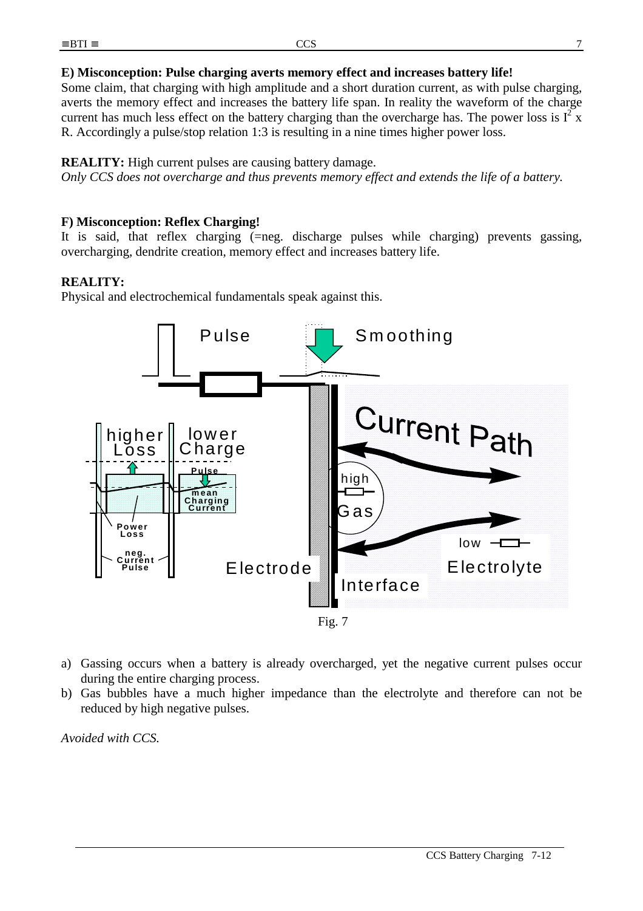**E) Misconception: Pulse charging averts memory effect and increases battery life!**

Some claim, that charging with high amplitude and a short duration current, as with pulse charging, averts the memory effect and increases the battery life span. In reality the waveform of the charge current has much less effect on the battery charging than the overcharge has. The power loss is $I^2$ x R. Accordingly a pulse/stop relation 1:3 is resulting in a nine times higher power loss.

**REALITY:** High current pulses are causing battery damage.

*Only CCS does not overcharge and thus prevents memory effect and extends the life of a battery.*

**F) Misconception: Reflex Charging!**

It is said, that reflex charging (=neg. discharge pulses while charging) prevents gassing, overcharging, dendrite creation, memory effect and increases battery life.

**REALITY:**

Physical and electrochemical fundamentals speak against this.

Fig. 7

a) Gassing occurs when a battery is already overcharged, yet the negative current pulses occur during the entire charging process.
b) Gas bubbles have a much higher impedance than the electrolyte and therefore can not be reduced by high negative pulses.

*Avoided with CCS.*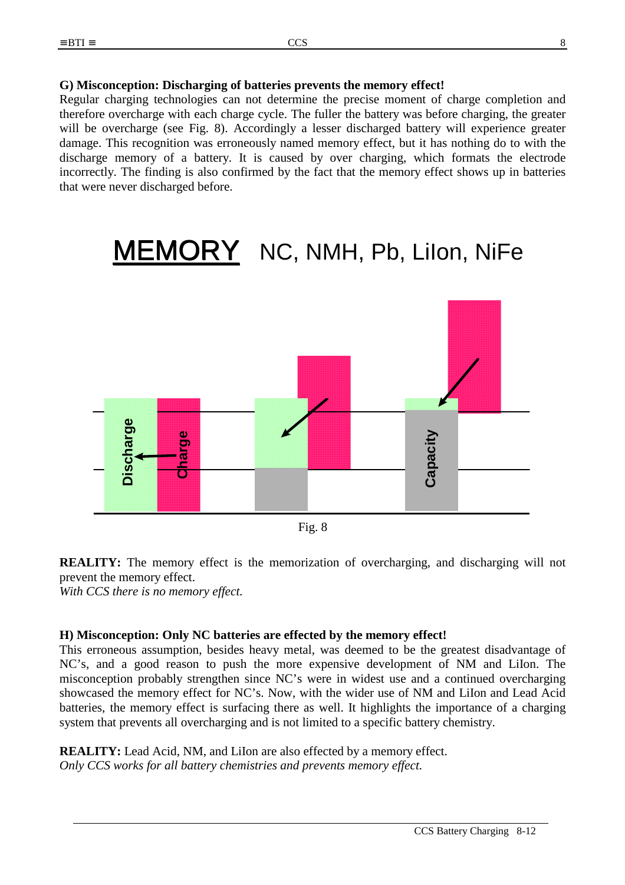**G) Misconception: Discharging of batteries prevents the memory effect!**
Regular charging technologies can not determine the precise moment of charge completion and therefore overcharge with each charge cycle. The fuller the battery was before charging, the greater will be overcharge (see Fig. 8). Accordingly a lesser discharged battery will experience greater damage. This recognition was erroneously named memory effect, but it has nothing do to with the discharge memory of a battery. It is caused by over charging, which formats the electrode incorrectly. The finding is also confirmed by the fact that the memory effect shows up in batteries that were never discharged before.

**MEMORY** NC, NMH, Pb, LiIon, NiFe

Discharge Charge Capacity

Fig. 8

**REALITY:** The memory effect is the memorization of overcharging, and discharging will not prevent the memory effect.
*With CCS there is no memory effect.*

**H) Misconception: Only NC batteries are effected by the memory effect!**
This erroneous assumption, besides heavy metal, was deemed to be the greatest disadvantage of NC's, and a good reason to push the more expensive development of NM and LiIon. The misconception probably strengthen since NC's were in widest use and a continued overcharging showcased the memory effect for NC's. Now, with the wider use of NM and LiIon and Lead Acid batteries, the memory effect is surfacing there as well. It highlights the importance of a charging system that prevents all overcharging and is not limited to a specific battery chemistry.

**REALITY:** Lead Acid, NM, and LiIon are also effected by a memory effect.
*Only CCS works for all battery chemistries and prevents memory effect.*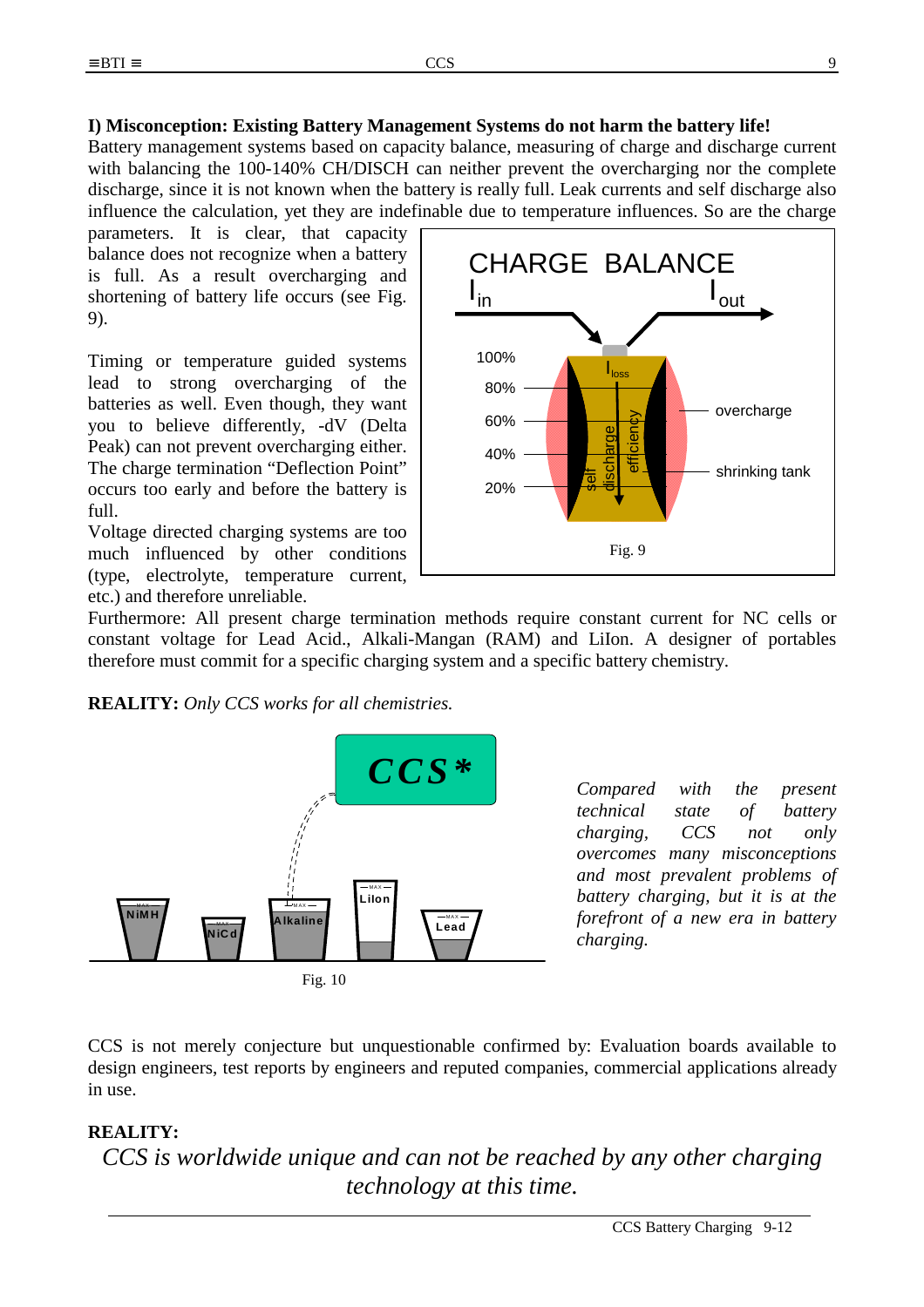**I) Misconception: Existing Battery Management Systems do not harm the battery life!**

Battery management systems based on capacity balance, measuring of charge and discharge current with balancing the 100-140% CH/DISCH can neither prevent the overcharging nor the complete discharge, since it is not known when the battery is really full. Leak currents and self discharge also influence the calculation, yet they are indefinable due to temperature influences. So are the charge parameters. It is clear, that capacity balance does not recognize when a battery is full. As a result overcharging and shortening of battery life occurs (see Fig. 9).

Timing or temperature guided systems lead to strong overcharging of the batteries as well. Even though, they want you to believe differently, -dV (Delta Peak) can not prevent overcharging either. The charge termination "Deflection Point" occurs too early and before the battery is full.

Voltage directed charging systems are too much influenced by other conditions (type, electrolyte, temperature current, etc.) and therefore unreliable.

Fig. 9

Furthermore: All present charge termination methods require constant current for NC cells or constant voltage for Lead Acid., Alkali-Mangan (RAM) and LiIon. A designer of portables therefore must commit for a specific charging system and a specific battery chemistry.

**REALITY:** *Only CCS works for all chemistries.*

Fig. 10

*Compared with the present technical state of battery charging, CCS not only overcomes many misconceptions and most prevalent problems of battery charging, but it is at the forefront of a new era in battery charging.*

CCS is not merely conjecture but unquestionable confirmed by: Evaluation boards available to design engineers, test reports by engineers and reputed companies, commercial applications already in use.

**REALITY:**

*CCS is worldwide unique and can not be reached by any other charging technology at this time.*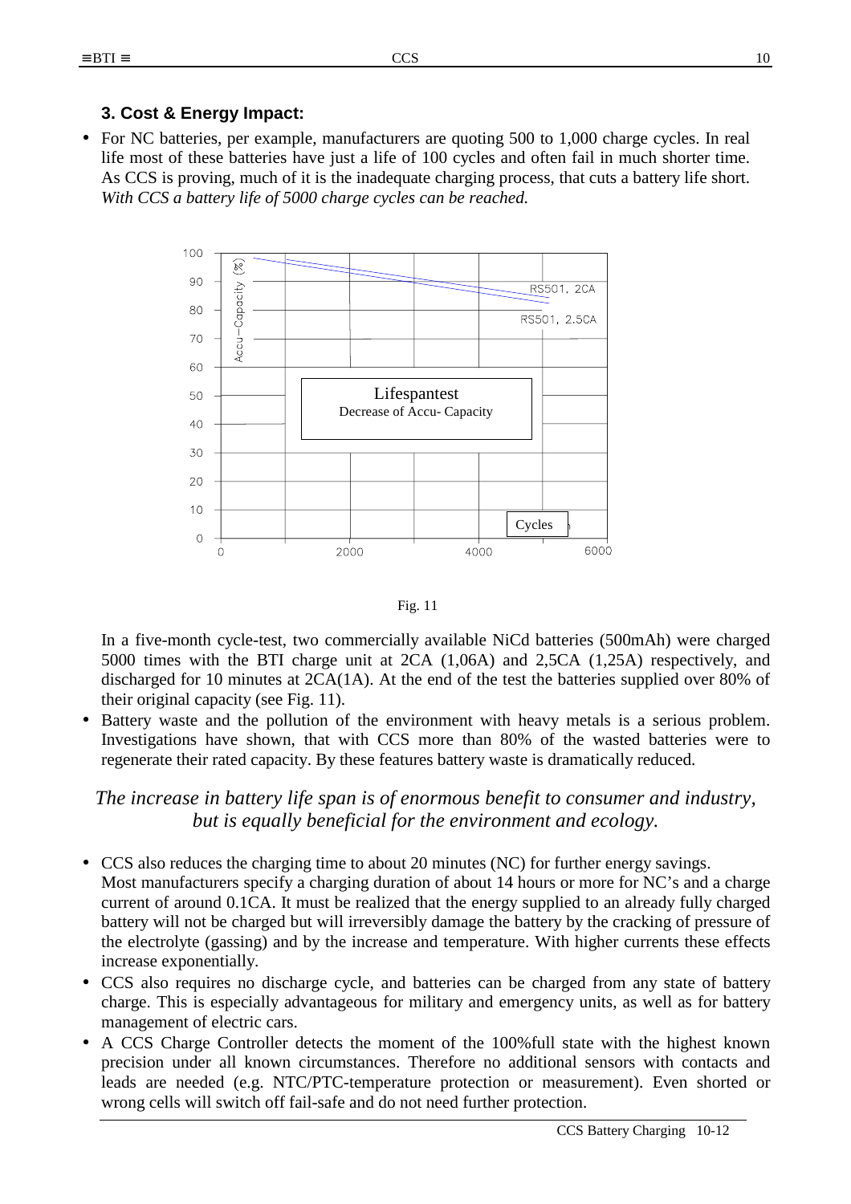### 3. Cost & Energy Impact:

- For NC batteries, per example, manufacturers are quoting 500 to 1,000 charge cycles. In real life most of these batteries have just a life of 100 cycles and often fail in much shorter time. As CCS is proving, much of it is the inadequate charging process, that cuts a battery life short. *With CCS a battery life of 5000 charge cycles can be reached.*

Fig. 11

In a five-month cycle-test, two commercially available NiCd batteries (500mAh) were charged 5000 times with the BTI charge unit at 2CA (1,06A) and 2,5CA (1,25A) respectively, and discharged for 10 minutes at 2CA(1A). At the end of the test the batteries supplied over 80% of their original capacity (see Fig. 11).

- Battery waste and the pollution of the environment with heavy metals is a serious problem. Investigations have shown, that with CCS more than 80% of the wasted batteries were to regenerate their rated capacity. By these features battery waste is dramatically reduced.

*The increase in battery life span is of enormous benefit to consumer and industry, but is equally beneficial for the environment and ecology.*

- CCS also reduces the charging time to about 20 minutes (NC) for further energy savings. Most manufacturers specify a charging duration of about 14 hours or more for NC's and a charge current of around 0.1CA. It must be realized that the energy supplied to an already fully charged battery will not be charged but will irreversibly damage the battery by the cracking of pressure of the electrolyte (gassing) and by the increase and temperature. With higher currents these effects increase exponentially.
- CCS also requires no discharge cycle, and batteries can be charged from any state of battery charge. This is especially advantageous for military and emergency units, as well as for battery management of electric cars.
- A CCS Charge Controller detects the moment of the 100%full state with the highest known precision under all known circumstances. Therefore no additional sensors with contacts and leads are needed (e.g. NTC/PTC-temperature protection or measurement). Even shorted or wrong cells will switch off fail-safe and do not need further protection.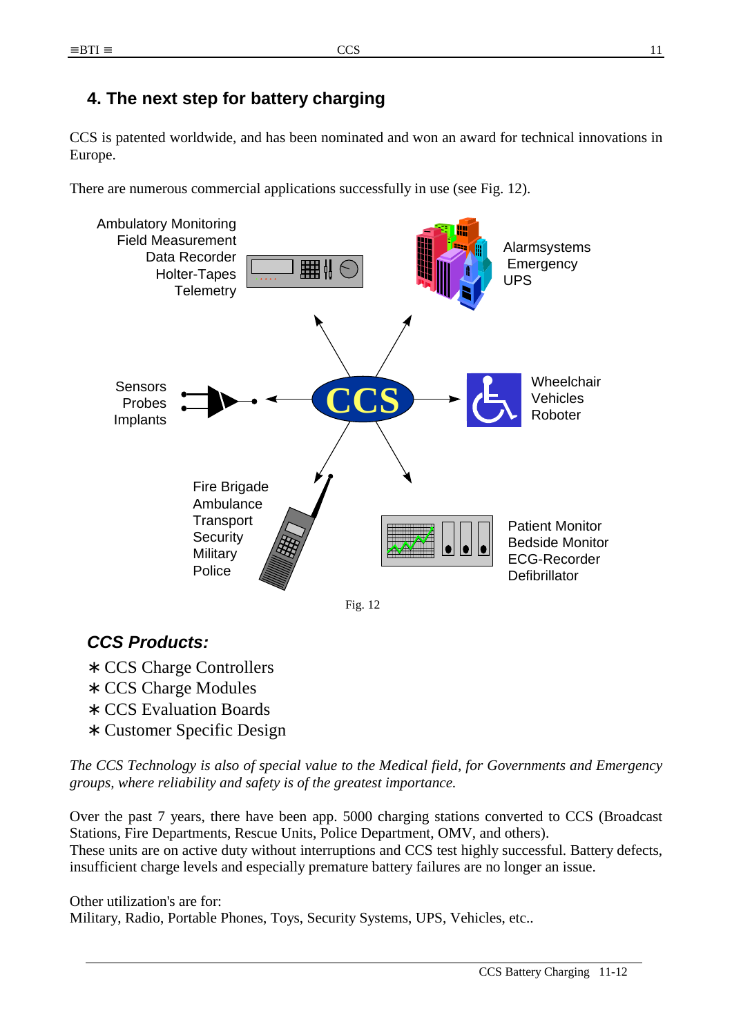## 4. The next step for battery charging

CCS is patented worldwide, and has been nominated and won an award for technical innovations in Europe.

There are numerous commercial applications successfully in use (see Fig. 12).

Ambulatory Monitoring
Field Measurement
Data Recorder
Holter-Tapes
Telemetry

Alarmsystems
Emergency
UPS

Sensors
Probes
Implants

CCS

Wheelchair
Vehicles
Roboter

Fire Brigade
Ambulance
Transport
Security
Military
Police

Patient Monitor
Bedside Monitor
ECG-Recorder
Defibrillator

Fig. 12

### *CCS Products:*

∗ CCS Charge Controllers
∗ CCS Charge Modules
∗ CCS Evaluation Boards
∗ Customer Specific Design

*The CCS Technology is also of special value to the Medical field, for Governments and Emergency groups, where reliability and safety is of the greatest importance.*

Over the past 7 years, there have been app. 5000 charging stations converted to CCS (Broadcast Stations, Fire Departments, Rescue Units, Police Department, OMV, and others).
These units are on active duty without interruptions and CCS test highly successful. Battery defects, insufficient charge levels and especially premature battery failures are no longer an issue.

Other utilization's are for:
Military, Radio, Portable Phones, Toys, Security Systems, UPS, Vehicles, etc..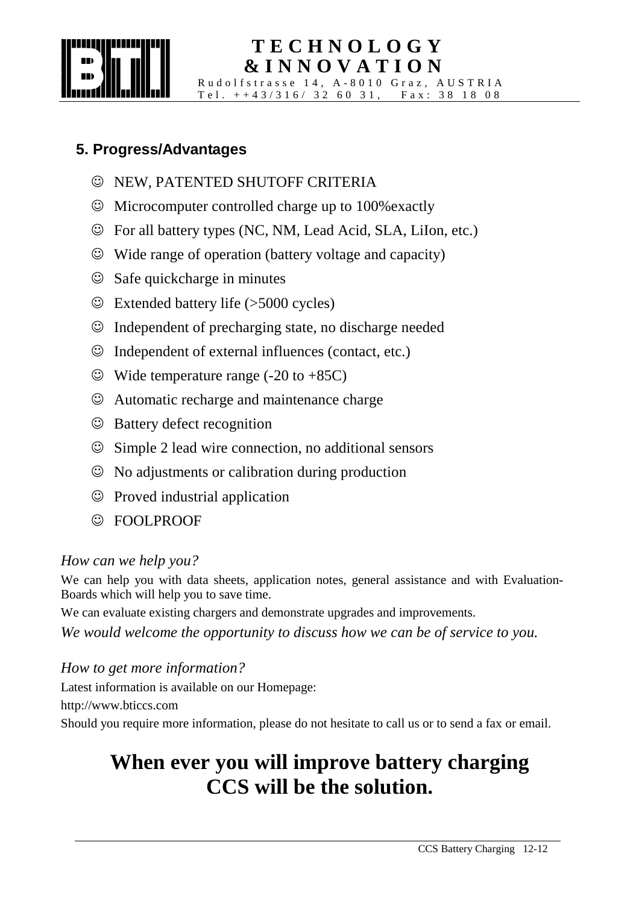## 5. Progress/Advantages

- ☺ NEW, PATENTED SHUTOFF CRITERIA
- ☺ Microcomputer controlled charge up to 100%exactly
- ☺ For all battery types (NC, NM, Lead Acid, SLA, LiIon, etc.)
- ☺ Wide range of operation (battery voltage and capacity)
- ☺ Safe quickcharge in minutes
- ☺ Extended battery life (>5000 cycles)
- ☺ Independent of precharging state, no discharge needed
- ☺ Independent of external influences (contact, etc.)
- ☺ Wide temperature range (-20 to +85C)
- ☺ Automatic recharge and maintenance charge
- ☺ Battery defect recognition
- ☺ Simple 2 lead wire connection, no additional sensors
- ☺ No adjustments or calibration during production
- ☺ Proved industrial application
- ☺ FOOLPROOF

*How can we help you?*

We can help you with data sheets, application notes, general assistance and with Evaluation-Boards which will help you to save time.

We can evaluate existing chargers and demonstrate upgrades and improvements.

*We would welcome the opportunity to discuss how we can be of service to you.*

*How to get more information?*

Latest information is available on our Homepage:

http://www.bticcs.com

Should you require more information, please do not hesitate to call us or to send a fax or email.

# When ever you will improve battery charging CCS will be the solution.